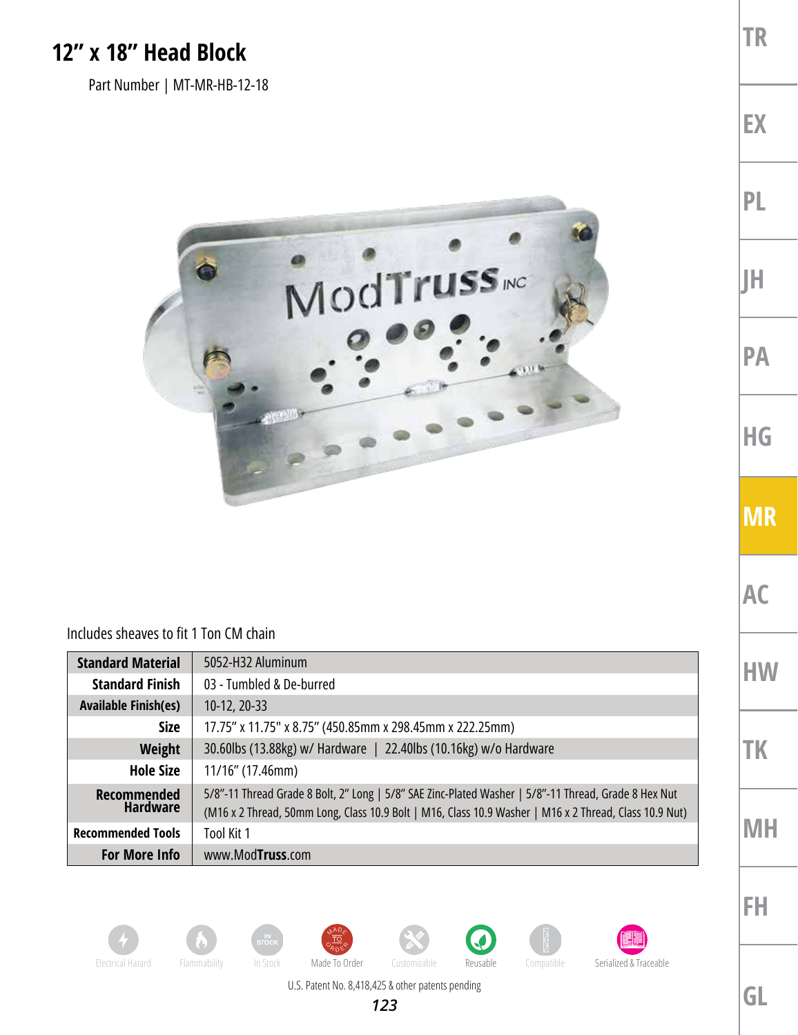# 12" x 18" Head Block

Part Number | MT-MR-HB-12-18

Includes sheaves to fit 1 Ton CM chain

| | |
|---|---|
| **Standard Material** | 5052-H32 Aluminum |
| **Standard Finish** | 03 - Tumbled & De-burred |
| **Available Finish(es)** | 10-12, 20-33 |
| **Size** | 17.75" x 11.75" x 8.75" (450.85mm x 298.45mm x 222.25mm) |
| **Weight** | 30.60lbs (13.88kg) w/ Hardware \| 22.40lbs (10.16kg) w/o Hardware |
| **Hole Size** | 11/16" (17.46mm) |
| **Recommended Hardware** | 5/8"-11 Thread Grade 8 Bolt, 2" Long \| 5/8" SAE Zinc-Plated Washer \| 5/8"-11 Thread, Grade 8 Hex Nut (M16 x 2 Thread, 50mm Long, Class 10.9 Bolt \| M16, Class 10.9 Washer \| M16 x 2 Thread, Class 10.9 Nut) |
| **Recommended Tools** | Tool Kit 1 |
| **For More Info** | www.ModTruss.com |

Electrical Hazard | Flammability | In Stock | Made To Order | Customizable | Reusable | Compatible | Serialized & Traceable

U.S. Patent No. 8,418,425 & other patents pending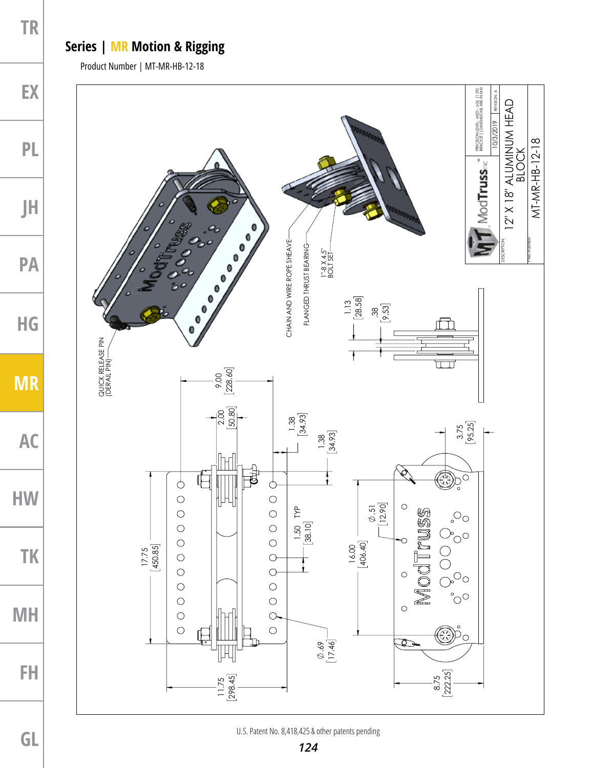## Series | MR Motion & Rigging

Product Number | MT-MR-HB-12-18

QUICK RELEASE PIN (DERAIL PIN)

CHAIN AND WIRE ROPE SHEAVE

FLANGED THRUST BEARING

1"-8 X 4.5" BOLT SET

1.13 [28.58]

.38 [9.53]

9.00 [228.60]

2.00 [50.80]

1.38 [34.93]

1.38 [34.93]

3.75 [95.25]

17.75 [450.85]

1.50 TYP [38.10]

16.00 [406.40]

⌀.51 [12.90]

⌀.69 [17.46]

11.75 [298.45]

8.75 [222.25]

PRECISION LEVEL - MED ±.06 [1.59] BRACKET [ ] DIMENSIONS ARE IN MM

10/3/2019

REVISION: A

ModTruss INC

DESCRIPTION: 12" X 18" ALUMINUM HEAD BLOCK

PART NUMBER: MT-MR-HB-12-18

U.S. Patent No. 8,418,425 & other patents pending